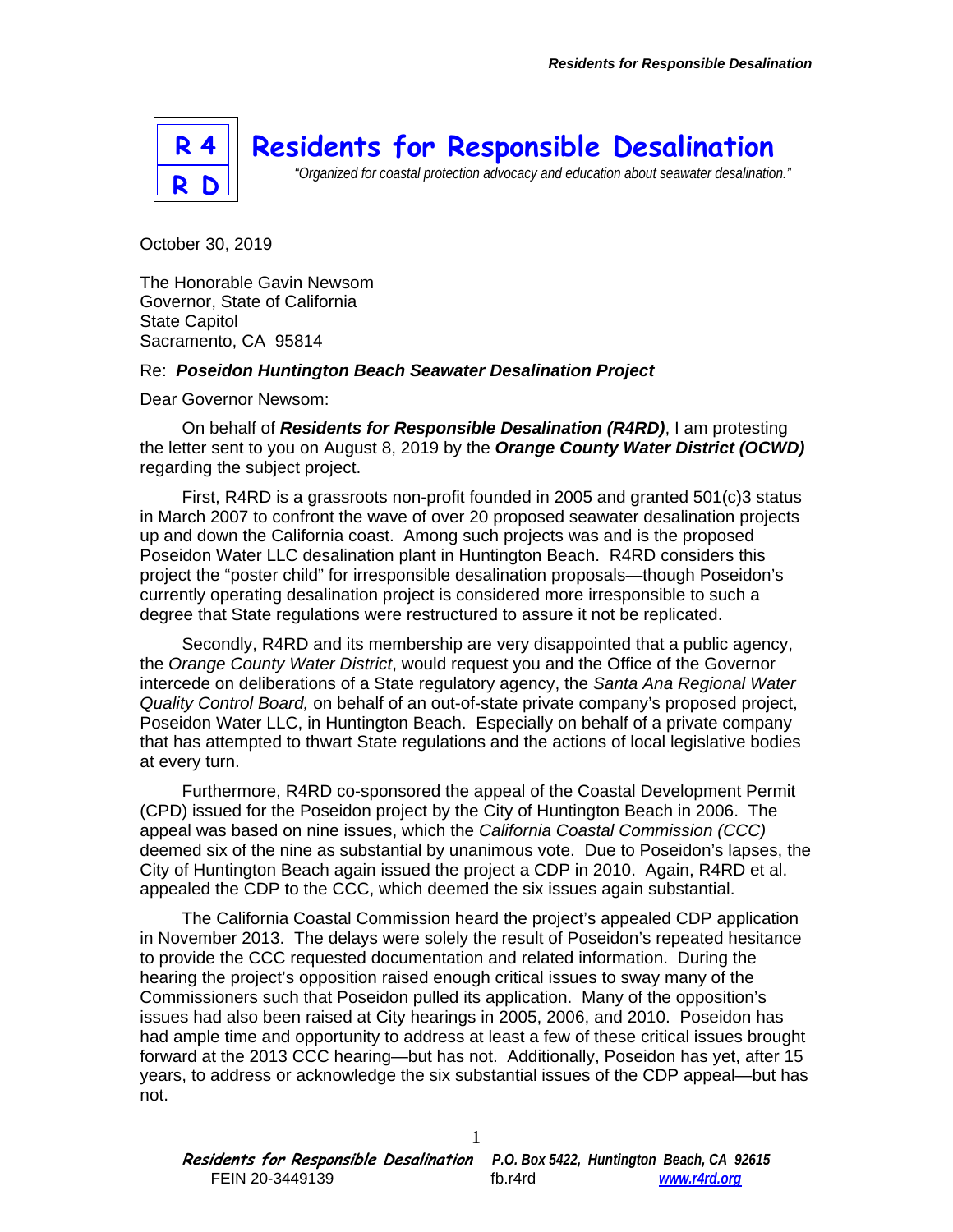# Residents for Responsible Desalination

*"Organized for coastal protection advocacy and education about seawater desalination."*

October 30, 2019

The Honorable Gavin Newsom
Governor, State of California
State Capitol
Sacramento, CA 95814

Re: ***Poseidon Huntington Beach Seawater Desalination Project***

Dear Governor Newsom:

On behalf of ***Residents for Responsible Desalination (R4RD)***, I am protesting the letter sent to you on August 8, 2019 by the ***Orange County Water District (OCWD)*** regarding the subject project.

First, R4RD is a grassroots non-profit founded in 2005 and granted 501(c)3 status in March 2007 to confront the wave of over 20 proposed seawater desalination projects up and down the California coast. Among such projects was and is the proposed Poseidon Water LLC desalination plant in Huntington Beach. R4RD considers this project the "poster child" for irresponsible desalination proposals—though Poseidon's currently operating desalination project is considered more irresponsible to such a degree that State regulations were restructured to assure it not be replicated.

Secondly, R4RD and its membership are very disappointed that a public agency, the *Orange County Water District*, would request you and the Office of the Governor intercede on deliberations of a State regulatory agency, the *Santa Ana Regional Water Quality Control Board,* on behalf of an out-of-state private company's proposed project, Poseidon Water LLC, in Huntington Beach. Especially on behalf of a private company that has attempted to thwart State regulations and the actions of local legislative bodies at every turn.

Furthermore, R4RD co-sponsored the appeal of the Coastal Development Permit (CPD) issued for the Poseidon project by the City of Huntington Beach in 2006. The appeal was based on nine issues, which the *California Coastal Commission (CCC)* deemed six of the nine as substantial by unanimous vote. Due to Poseidon's lapses, the City of Huntington Beach again issued the project a CDP in 2010. Again, R4RD et al. appealed the CDP to the CCC, which deemed the six issues again substantial.

The California Coastal Commission heard the project's appealed CDP application in November 2013. The delays were solely the result of Poseidon's repeated hesitance to provide the CCC requested documentation and related information. During the hearing the project's opposition raised enough critical issues to sway many of the Commissioners such that Poseidon pulled its application. Many of the opposition's issues had also been raised at City hearings in 2005, 2006, and 2010. Poseidon has had ample time and opportunity to address at least a few of these critical issues brought forward at the 2013 CCC hearing—but has not. Additionally, Poseidon has yet, after 15 years, to address or acknowledge the six substantial issues of the CDP appeal—but has not.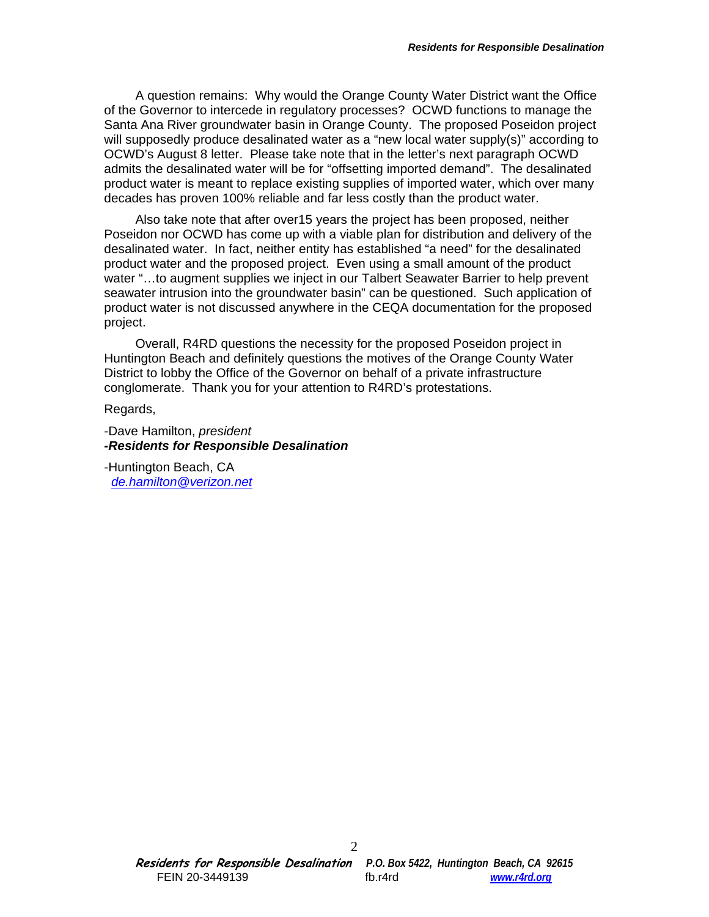A question remains: Why would the Orange County Water District want the Office of the Governor to intercede in regulatory processes? OCWD functions to manage the Santa Ana River groundwater basin in Orange County. The proposed Poseidon project will supposedly produce desalinated water as a "new local water supply(s)" according to OCWD's August 8 letter. Please take note that in the letter's next paragraph OCWD admits the desalinated water will be for "offsetting imported demand". The desalinated product water is meant to replace existing supplies of imported water, which over many decades has proven 100% reliable and far less costly than the product water.

Also take note that after over15 years the project has been proposed, neither Poseidon nor OCWD has come up with a viable plan for distribution and delivery of the desalinated water. In fact, neither entity has established "a need" for the desalinated product water and the proposed project. Even using a small amount of the product water "…to augment supplies we inject in our Talbert Seawater Barrier to help prevent seawater intrusion into the groundwater basin" can be questioned. Such application of product water is not discussed anywhere in the CEQA documentation for the proposed project.

Overall, R4RD questions the necessity for the proposed Poseidon project in Huntington Beach and definitely questions the motives of the Orange County Water District to lobby the Office of the Governor on behalf of a private infrastructure conglomerate. Thank you for your attention to R4RD's protestations.

Regards,

-Dave Hamilton, *president*
***-Residents for Responsible Desalination***

-Huntington Beach, CA
*de.hamilton@verizon.net*

***Residents for Responsible Desalination*** ***P.O. Box 5422, Huntington Beach, CA 92615***
FEIN 20-3449139 fb.r4rd ***www.r4rd.org***